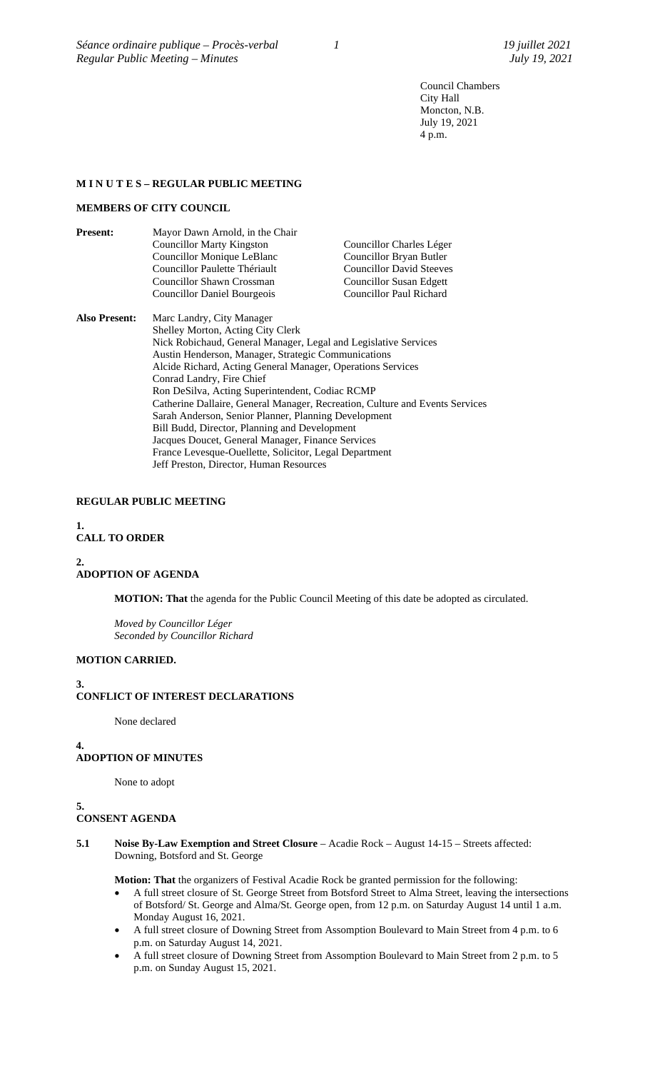Council Chambers
City Hall
Moncton, N.B.
July 19, 2021
4 p.m.

**M I N U T E S – REGULAR PUBLIC MEETING**

**MEMBERS OF CITY COUNCIL**

**Present:** Mayor Dawn Arnold, in the Chair
Councillor Marty Kingston
Councillor Monique LeBlanc
Councillor Paulette Thériault
Councillor Shawn Crossman
Councillor Daniel Bourgeois
Councillor Charles Léger
Councillor Bryan Butler
Councillor David Steeves
Councillor Susan Edgett
Councillor Paul Richard

**Also Present:** Marc Landry, City Manager
Shelley Morton, Acting City Clerk
Nick Robichaud, General Manager, Legal and Legislative Services
Austin Henderson, Manager, Strategic Communications
Alcide Richard, Acting General Manager, Operations Services
Conrad Landry, Fire Chief
Ron DeSilva, Acting Superintendent, Codiac RCMP
Catherine Dallaire, General Manager, Recreation, Culture and Events Services
Sarah Anderson, Senior Planner, Planning Development
Bill Budd, Director, Planning and Development
Jacques Doucet, General Manager, Finance Services
France Levesque-Ouellette, Solicitor, Legal Department
Jeff Preston, Director, Human Resources

**REGULAR PUBLIC MEETING**

**1.**
**CALL TO ORDER**

**2.**
**ADOPTION OF AGENDA**

**MOTION: That** the agenda for the Public Council Meeting of this date be adopted as circulated.

*Moved by Councillor Léger*
*Seconded by Councillor Richard*

**MOTION CARRIED.**

**3.**
**CONFLICT OF INTEREST DECLARATIONS**

None declared

**4.**
**ADOPTION OF MINUTES**

None to adopt

**5.**
**CONSENT AGENDA**

**5.1 Noise By-Law Exemption and Street Closure** – Acadie Rock – August 14-15 – Streets affected: Downing, Botsford and St. George

**Motion: That** the organizers of Festival Acadie Rock be granted permission for the following:

- A full street closure of St. George Street from Botsford Street to Alma Street, leaving the intersections of Botsford/ St. George and Alma/St. George open, from 12 p.m. on Saturday August 14 until 1 a.m. Monday August 16, 2021.
- A full street closure of Downing Street from Assomption Boulevard to Main Street from 4 p.m. to 6 p.m. on Saturday August 14, 2021.
- A full street closure of Downing Street from Assomption Boulevard to Main Street from 2 p.m. to 5 p.m. on Sunday August 15, 2021.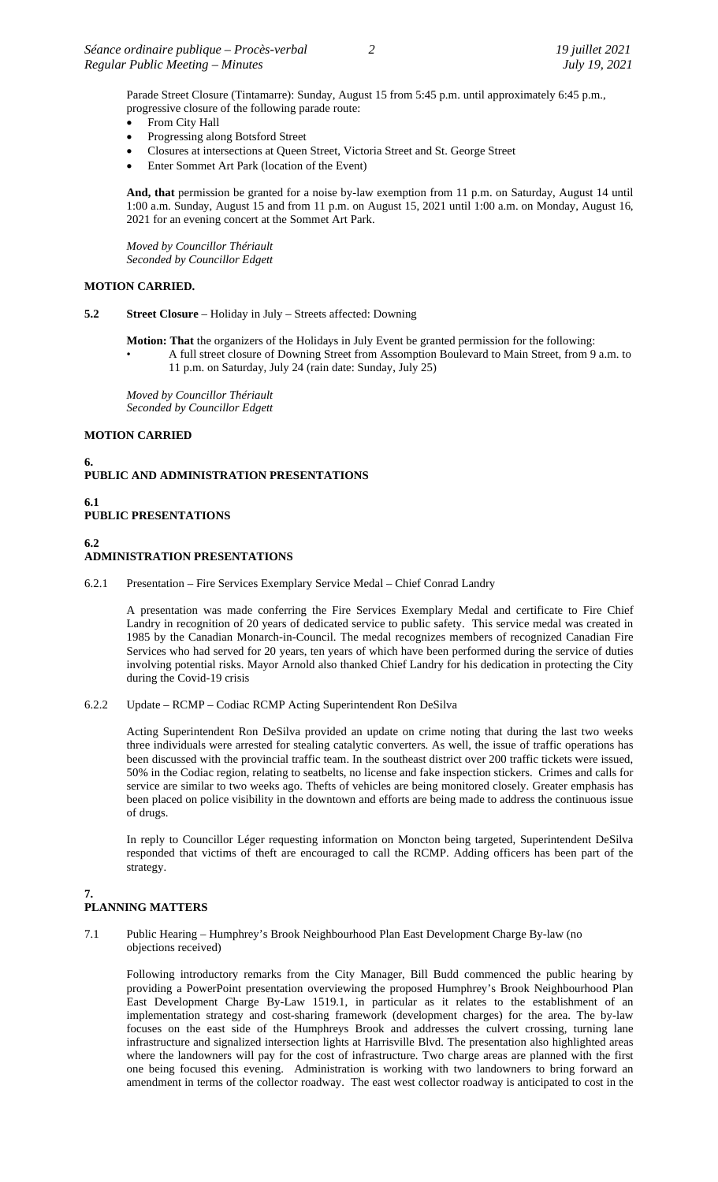Parade Street Closure (Tintamarre): Sunday, August 15 from 5:45 p.m. until approximately 6:45 p.m., progressive closure of the following parade route:

- From City Hall
- Progressing along Botsford Street
- Closures at intersections at Queen Street, Victoria Street and St. George Street
- Enter Sommet Art Park (location of the Event)

**And, that** permission be granted for a noise by-law exemption from 11 p.m. on Saturday, August 14 until 1:00 a.m. Sunday, August 15 and from 11 p.m. on August 15, 2021 until 1:00 a.m. on Monday, August 16, 2021 for an evening concert at the Sommet Art Park.

*Moved by Councillor Thériault*
*Seconded by Councillor Edgett*

**MOTION CARRIED.**

**5.2 Street Closure** – Holiday in July – Streets affected: Downing

**Motion: That** the organizers of the Holidays in July Event be granted permission for the following:

- A full street closure of Downing Street from Assomption Boulevard to Main Street, from 9 a.m. to 11 p.m. on Saturday, July 24 (rain date: Sunday, July 25)

*Moved by Councillor Thériault*
*Seconded by Councillor Edgett*

**MOTION CARRIED**

## 6. PUBLIC AND ADMINISTRATION PRESENTATIONS

### 6.1 PUBLIC PRESENTATIONS

### 6.2 ADMINISTRATION PRESENTATIONS

6.2.1 Presentation – Fire Services Exemplary Service Medal – Chief Conrad Landry

A presentation was made conferring the Fire Services Exemplary Medal and certificate to Fire Chief Landry in recognition of 20 years of dedicated service to public safety. This service medal was created in 1985 by the Canadian Monarch-in-Council. The medal recognizes members of recognized Canadian Fire Services who had served for 20 years, ten years of which have been performed during the service of duties involving potential risks. Mayor Arnold also thanked Chief Landry for his dedication in protecting the City during the Covid-19 crisis

6.2.2 Update – RCMP – Codiac RCMP Acting Superintendent Ron DeSilva

Acting Superintendent Ron DeSilva provided an update on crime noting that during the last two weeks three individuals were arrested for stealing catalytic converters. As well, the issue of traffic operations has been discussed with the provincial traffic team. In the southeast district over 200 traffic tickets were issued, 50% in the Codiac region, relating to seatbelts, no license and fake inspection stickers. Crimes and calls for service are similar to two weeks ago. Thefts of vehicles are being monitored closely. Greater emphasis has been placed on police visibility in the downtown and efforts are being made to address the continuous issue of drugs.

In reply to Councillor Léger requesting information on Moncton being targeted, Superintendent DeSilva responded that victims of theft are encouraged to call the RCMP. Adding officers has been part of the strategy.

## 7. PLANNING MATTERS

7.1 Public Hearing – Humphrey's Brook Neighbourhood Plan East Development Charge By-law (no objections received)

Following introductory remarks from the City Manager, Bill Budd commenced the public hearing by providing a PowerPoint presentation overviewing the proposed Humphrey's Brook Neighbourhood Plan East Development Charge By-Law 1519.1, in particular as it relates to the establishment of an implementation strategy and cost-sharing framework (development charges) for the area. The by-law focuses on the east side of the Humphreys Brook and addresses the culvert crossing, turning lane infrastructure and signalized intersection lights at Harrisville Blvd. The presentation also highlighted areas where the landowners will pay for the cost of infrastructure. Two charge areas are planned with the first one being focused this evening. Administration is working with two landowners to bring forward an amendment in terms of the collector roadway. The east west collector roadway is anticipated to cost in the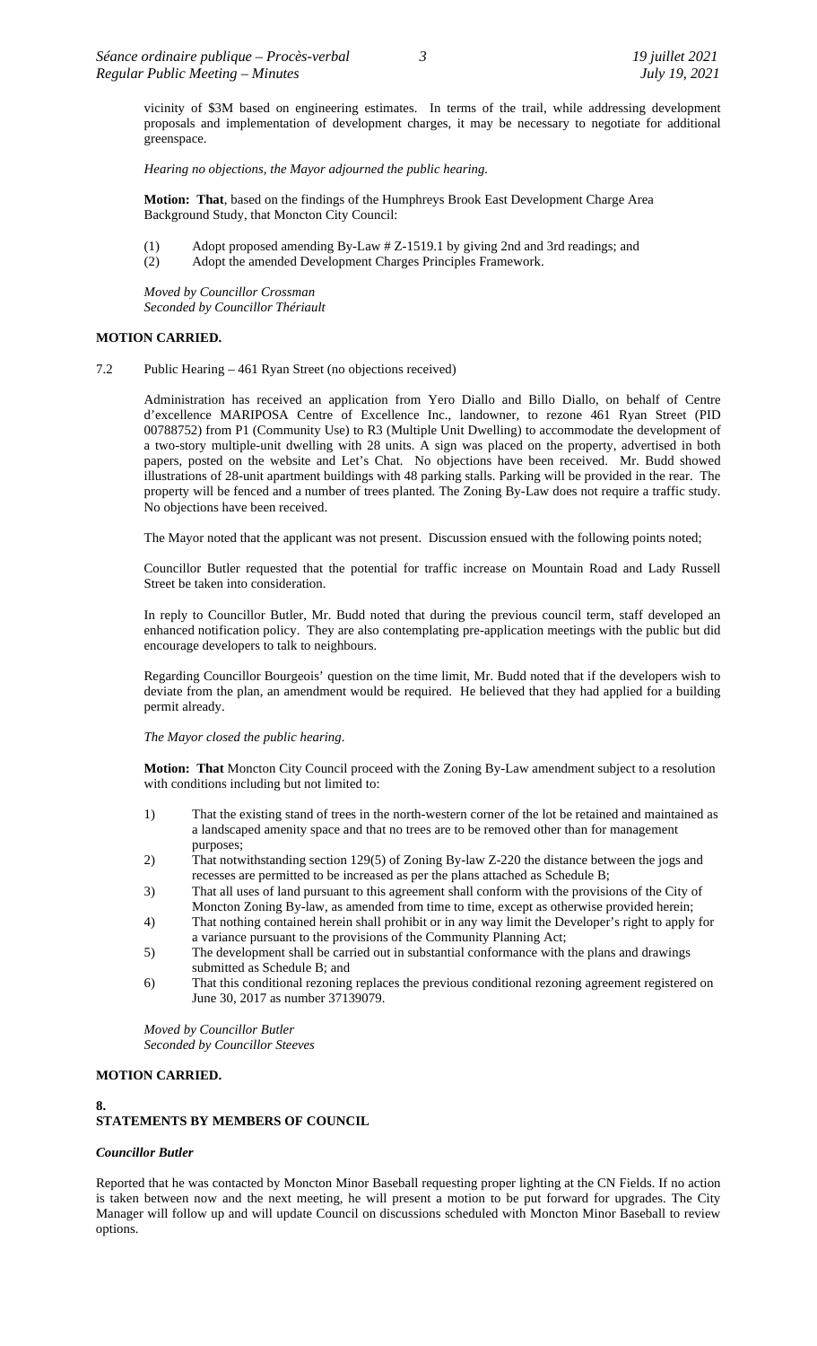vicinity of $3M based on engineering estimates. In terms of the trail, while addressing development proposals and implementation of development charges, it may be necessary to negotiate for additional greenspace.

*Hearing no objections, the Mayor adjourned the public hearing.*

**Motion: That**, based on the findings of the Humphreys Brook East Development Charge Area Background Study, that Moncton City Council:

(1) Adopt proposed amending By-Law # Z-1519.1 by giving 2nd and 3rd readings; and
(2) Adopt the amended Development Charges Principles Framework.

*Moved by Councillor Crossman*
*Seconded by Councillor Thériault*

**MOTION CARRIED.**

7.2 Public Hearing – 461 Ryan Street (no objections received)

Administration has received an application from Yero Diallo and Billo Diallo, on behalf of Centre d'excellence MARIPOSA Centre of Excellence Inc., landowner, to rezone 461 Ryan Street (PID 00788752) from P1 (Community Use) to R3 (Multiple Unit Dwelling) to accommodate the development of a two-story multiple-unit dwelling with 28 units. A sign was placed on the property, advertised in both papers, posted on the website and Let's Chat. No objections have been received. Mr. Budd showed illustrations of 28-unit apartment buildings with 48 parking stalls. Parking will be provided in the rear. The property will be fenced and a number of trees planted. The Zoning By-Law does not require a traffic study. No objections have been received.

The Mayor noted that the applicant was not present. Discussion ensued with the following points noted;

Councillor Butler requested that the potential for traffic increase on Mountain Road and Lady Russell Street be taken into consideration.

In reply to Councillor Butler, Mr. Budd noted that during the previous council term, staff developed an enhanced notification policy. They are also contemplating pre-application meetings with the public but did encourage developers to talk to neighbours.

Regarding Councillor Bourgeois' question on the time limit, Mr. Budd noted that if the developers wish to deviate from the plan, an amendment would be required. He believed that they had applied for a building permit already.

*The Mayor closed the public hearing.*

**Motion: That** Moncton City Council proceed with the Zoning By-Law amendment subject to a resolution with conditions including but not limited to:

1) That the existing stand of trees in the north-western corner of the lot be retained and maintained as a landscaped amenity space and that no trees are to be removed other than for management purposes;
2) That notwithstanding section 129(5) of Zoning By-law Z-220 the distance between the jogs and recesses are permitted to be increased as per the plans attached as Schedule B;
3) That all uses of land pursuant to this agreement shall conform with the provisions of the City of Moncton Zoning By-law, as amended from time to time, except as otherwise provided herein;
4) That nothing contained herein shall prohibit or in any way limit the Developer's right to apply for a variance pursuant to the provisions of the Community Planning Act;
5) The development shall be carried out in substantial conformance with the plans and drawings submitted as Schedule B; and
6) That this conditional rezoning replaces the previous conditional rezoning agreement registered on June 30, 2017 as number 37139079.

*Moved by Councillor Butler*
*Seconded by Councillor Steeves*

**MOTION CARRIED.**

## 8. STATEMENTS BY MEMBERS OF COUNCIL

***Councillor Butler***

Reported that he was contacted by Moncton Minor Baseball requesting proper lighting at the CN Fields. If no action is taken between now and the next meeting, he will present a motion to be put forward for upgrades. The City Manager will follow up and will update Council on discussions scheduled with Moncton Minor Baseball to review options.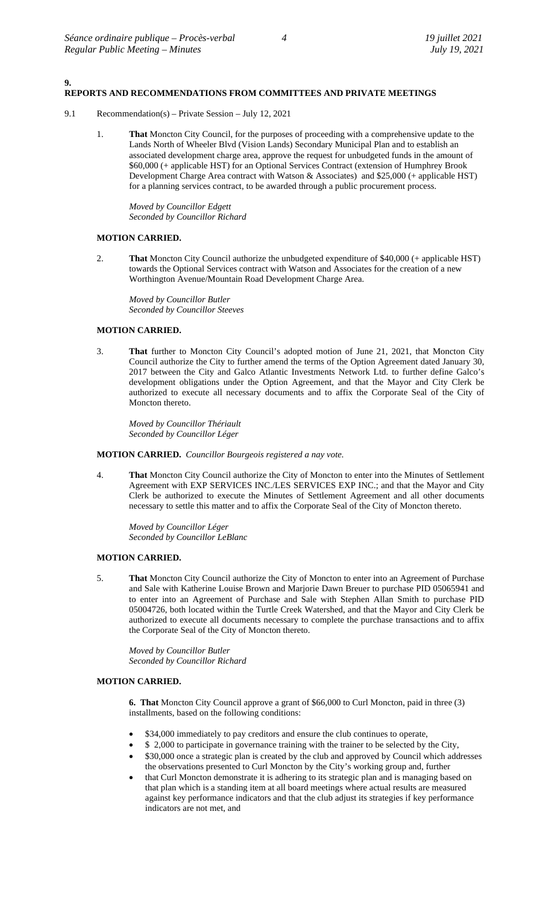## 9. REPORTS AND RECOMMENDATIONS FROM COMMITTEES AND PRIVATE MEETINGS

9.1 Recommendation(s) – Private Session – July 12, 2021

1. **That** Moncton City Council, for the purposes of proceeding with a comprehensive update to the Lands North of Wheeler Blvd (Vision Lands) Secondary Municipal Plan and to establish an associated development charge area, approve the request for unbudgeted funds in the amount of $60,000 (+ applicable HST) for an Optional Services Contract (extension of Humphrey Brook Development Charge Area contract with Watson & Associates) and $25,000 (+ applicable HST) for a planning services contract, to be awarded through a public procurement process.

   *Moved by Councillor Edgett*
   *Seconded by Councillor Richard*

**MOTION CARRIED.**

2. **That** Moncton City Council authorize the unbudgeted expenditure of $40,000 (+ applicable HST) towards the Optional Services contract with Watson and Associates for the creation of a new Worthington Avenue/Mountain Road Development Charge Area.

   *Moved by Councillor Butler*
   *Seconded by Councillor Steeves*

**MOTION CARRIED.**

3. **That** further to Moncton City Council's adopted motion of June 21, 2021, that Moncton City Council authorize the City to further amend the terms of the Option Agreement dated January 30, 2017 between the City and Galco Atlantic Investments Network Ltd. to further define Galco's development obligations under the Option Agreement, and that the Mayor and City Clerk be authorized to execute all necessary documents and to affix the Corporate Seal of the City of Moncton thereto.

   *Moved by Councillor Thériault*
   *Seconded by Councillor Léger*

**MOTION CARRIED.** *Councillor Bourgeois registered a nay vote.*

4. **That** Moncton City Council authorize the City of Moncton to enter into the Minutes of Settlement Agreement with EXP SERVICES INC./LES SERVICES EXP INC.; and that the Mayor and City Clerk be authorized to execute the Minutes of Settlement Agreement and all other documents necessary to settle this matter and to affix the Corporate Seal of the City of Moncton thereto.

   *Moved by Councillor Léger*
   *Seconded by Councillor LeBlanc*

**MOTION CARRIED.**

5. **That** Moncton City Council authorize the City of Moncton to enter into an Agreement of Purchase and Sale with Katherine Louise Brown and Marjorie Dawn Breuer to purchase PID 05065941 and to enter into an Agreement of Purchase and Sale with Stephen Allan Smith to purchase PID 05004726, both located within the Turtle Creek Watershed, and that the Mayor and City Clerk be authorized to execute all documents necessary to complete the purchase transactions and to affix the Corporate Seal of the City of Moncton thereto.

   *Moved by Councillor Butler*
   *Seconded by Councillor Richard*

**MOTION CARRIED.**

**6. That** Moncton City Council approve a grant of $66,000 to Curl Moncton, paid in three (3) installments, based on the following conditions:

- $34,000 immediately to pay creditors and ensure the club continues to operate,
- $ 2,000 to participate in governance training with the trainer to be selected by the City,
- $30,000 once a strategic plan is created by the club and approved by Council which addresses the observations presented to Curl Moncton by the City's working group and, further
- that Curl Moncton demonstrate it is adhering to its strategic plan and is managing based on that plan which is a standing item at all board meetings where actual results are measured against key performance indicators and that the club adjust its strategies if key performance indicators are not met, and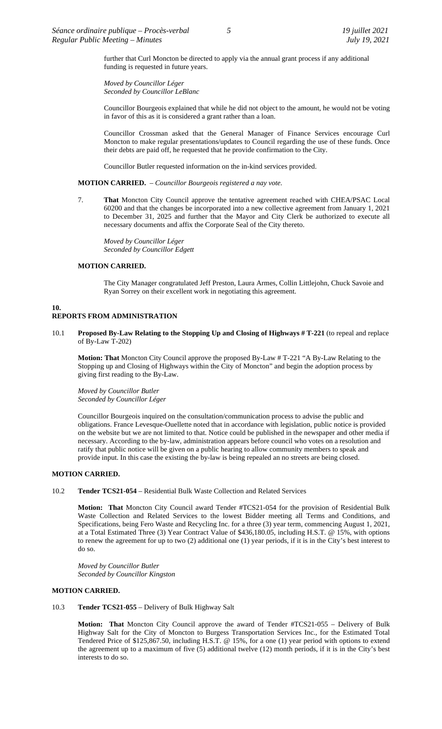further that Curl Moncton be directed to apply via the annual grant process if any additional funding is requested in future years.

*Moved by Councillor Léger*
*Seconded by Councillor LeBlanc*

Councillor Bourgeois explained that while he did not object to the amount, he would not be voting in favor of this as it is considered a grant rather than a loan.

Councillor Crossman asked that the General Manager of Finance Services encourage Curl Moncton to make regular presentations/updates to Council regarding the use of these funds. Once their debts are paid off, he requested that he provide confirmation to the City.

Councillor Butler requested information on the in-kind services provided.

**MOTION CARRIED.** – *Councillor Bourgeois registered a nay vote.*

7. **That** Moncton City Council approve the tentative agreement reached with CHEA/PSAC Local 60200 and that the changes be incorporated into a new collective agreement from January 1, 2021 to December 31, 2025 and further that the Mayor and City Clerk be authorized to execute all necessary documents and affix the Corporate Seal of the City thereto.

*Moved by Councillor Léger*
*Seconded by Councillor Edgett*

**MOTION CARRIED.**

The City Manager congratulated Jeff Preston, Laura Armes, Collin Littlejohn, Chuck Savoie and Ryan Sorrey on their excellent work in negotiating this agreement.

## 10. REPORTS FROM ADMINISTRATION

10.1 **Proposed By-Law Relating to the Stopping Up and Closing of Highways # T-221** (to repeal and replace of By-Law T-202)

**Motion: That** Moncton City Council approve the proposed By-Law # T-221 "A By-Law Relating to the Stopping up and Closing of Highways within the City of Moncton" and begin the adoption process by giving first reading to the By-Law.

*Moved by Councillor Butler*
*Seconded by Councillor Léger*

Councillor Bourgeois inquired on the consultation/communication process to advise the public and obligations. France Levesque-Ouellette noted that in accordance with legislation, public notice is provided on the website but we are not limited to that. Notice could be published in the newspaper and other media if necessary. According to the by-law, administration appears before council who votes on a resolution and ratify that public notice will be given on a public hearing to allow community members to speak and provide input. In this case the existing the by-law is being repealed an no streets are being closed.

**MOTION CARRIED.**

10.2 **Tender TCS21-054** – Residential Bulk Waste Collection and Related Services

**Motion: That** Moncton City Council award Tender #TCS21-054 for the provision of Residential Bulk Waste Collection and Related Services to the lowest Bidder meeting all Terms and Conditions, and Specifications, being Fero Waste and Recycling Inc. for a three (3) year term, commencing August 1, 2021, at a Total Estimated Three (3) Year Contract Value of $436,180.05, including H.S.T. @ 15%, with options to renew the agreement for up to two (2) additional one (1) year periods, if it is in the City's best interest to do so.

*Moved by Councillor Butler*
*Seconded by Councillor Kingston*

**MOTION CARRIED.**

10.3 **Tender TCS21-055** – Delivery of Bulk Highway Salt

**Motion: That** Moncton City Council approve the award of Tender #TCS21-055 – Delivery of Bulk Highway Salt for the City of Moncton to Burgess Transportation Services Inc., for the Estimated Total Tendered Price of $125,867.50, including H.S.T. @ 15%, for a one (1) year period with options to extend the agreement up to a maximum of five (5) additional twelve (12) month periods, if it is in the City's best interests to do so.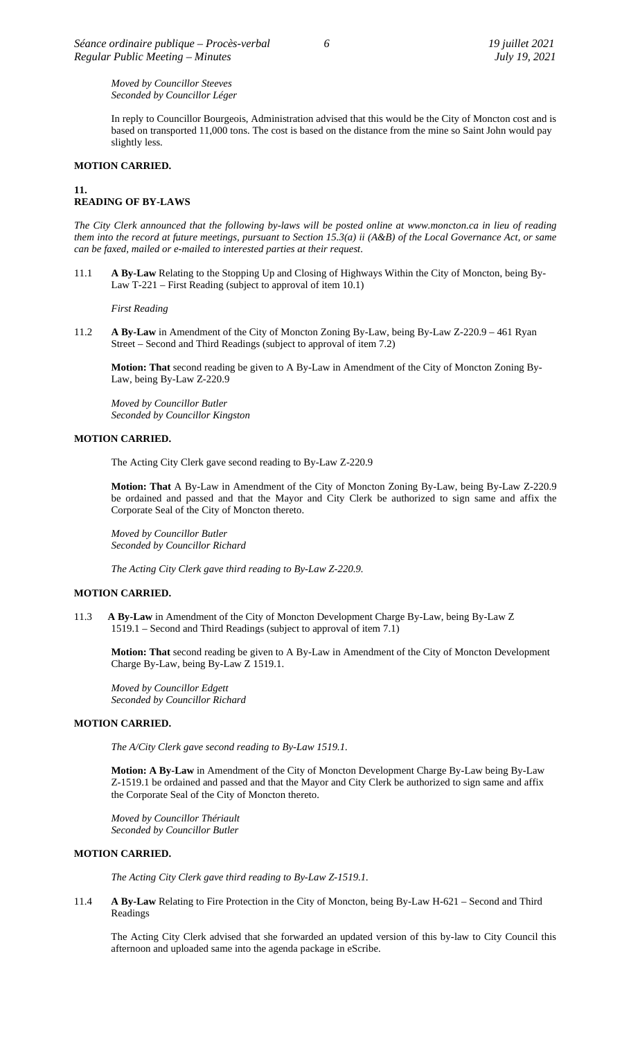*Moved by Councillor Steeves*
*Seconded by Councillor Léger*

In reply to Councillor Bourgeois, Administration advised that this would be the City of Moncton cost and is based on transported 11,000 tons. The cost is based on the distance from the mine so Saint John would pay slightly less.

**MOTION CARRIED.**

## 11. READING OF BY-LAWS

*The City Clerk announced that the following by-laws will be posted online at www.moncton.ca in lieu of reading them into the record at future meetings, pursuant to Section 15.3(a) ii (A&B) of the Local Governance Act, or same can be faxed, mailed or e-mailed to interested parties at their request.*

11.1 **A By-Law** Relating to the Stopping Up and Closing of Highways Within the City of Moncton, being By-Law T-221 – First Reading (subject to approval of item 10.1)

*First Reading*

11.2 **A By-Law** in Amendment of the City of Moncton Zoning By-Law, being By-Law Z-220.9 – 461 Ryan Street – Second and Third Readings (subject to approval of item 7.2)

**Motion: That** second reading be given to A By-Law in Amendment of the City of Moncton Zoning By-Law, being By-Law Z-220.9

*Moved by Councillor Butler*
*Seconded by Councillor Kingston*

**MOTION CARRIED.**

The Acting City Clerk gave second reading to By-Law Z-220.9

**Motion: That** A By-Law in Amendment of the City of Moncton Zoning By-Law, being By-Law Z-220.9 be ordained and passed and that the Mayor and City Clerk be authorized to sign same and affix the Corporate Seal of the City of Moncton thereto.

*Moved by Councillor Butler*
*Seconded by Councillor Richard*

*The Acting City Clerk gave third reading to By-Law Z-220.9.*

**MOTION CARRIED.**

11.3 **A By-Law** in Amendment of the City of Moncton Development Charge By-Law, being By-Law Z 1519.1 – Second and Third Readings (subject to approval of item 7.1)

**Motion: That** second reading be given to A By-Law in Amendment of the City of Moncton Development Charge By-Law, being By-Law Z 1519.1.

*Moved by Councillor Edgett*
*Seconded by Councillor Richard*

**MOTION CARRIED.**

*The A/City Clerk gave second reading to By-Law 1519.1.*

**Motion: A By-Law** in Amendment of the City of Moncton Development Charge By-Law being By-Law Z-1519.1 be ordained and passed and that the Mayor and City Clerk be authorized to sign same and affix the Corporate Seal of the City of Moncton thereto.

*Moved by Councillor Thériault*
*Seconded by Councillor Butler*

**MOTION CARRIED.**

*The Acting City Clerk gave third reading to By-Law Z-1519.1.*

11.4 **A By-Law** Relating to Fire Protection in the City of Moncton, being By-Law H-621 – Second and Third Readings

The Acting City Clerk advised that she forwarded an updated version of this by-law to City Council this afternoon and uploaded same into the agenda package in eScribe.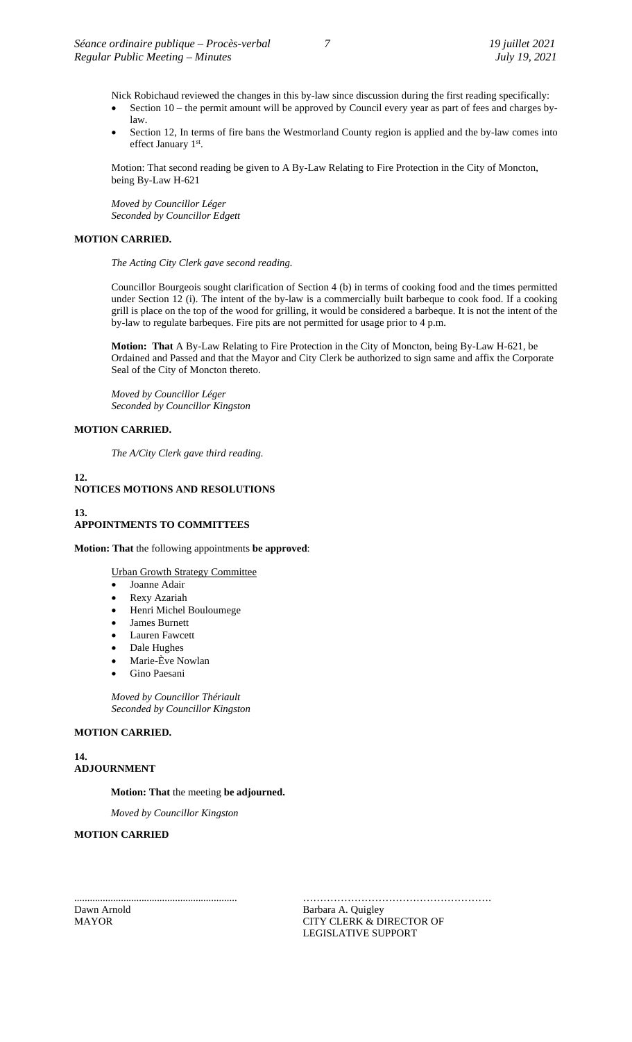Nick Robichaud reviewed the changes in this by-law since discussion during the first reading specifically:

- Section 10 – the permit amount will be approved by Council every year as part of fees and charges by-law.
- Section 12, In terms of fire bans the Westmorland County region is applied and the by-law comes into effect January 1st.

Motion: That second reading be given to A By-Law Relating to Fire Protection in the City of Moncton, being By-Law H-621

*Moved by Councillor Léger*
*Seconded by Councillor Edgett*

**MOTION CARRIED.**

*The Acting City Clerk gave second reading.*

Councillor Bourgeois sought clarification of Section 4 (b) in terms of cooking food and the times permitted under Section 12 (i). The intent of the by-law is a commercially built barbeque to cook food. If a cooking grill is place on the top of the wood for grilling, it would be considered a barbeque. It is not the intent of the by-law to regulate barbeques. Fire pits are not permitted for usage prior to 4 p.m.

**Motion: That** A By-Law Relating to Fire Protection in the City of Moncton, being By-Law H-621, be Ordained and Passed and that the Mayor and City Clerk be authorized to sign same and affix the Corporate Seal of the City of Moncton thereto.

*Moved by Councillor Léger*
*Seconded by Councillor Kingston*

**MOTION CARRIED.**

*The A/City Clerk gave third reading.*

## 12. NOTICES MOTIONS AND RESOLUTIONS

## 13. APPOINTMENTS TO COMMITTEES

**Motion: That** the following appointments **be approved**:

Urban Growth Strategy Committee

- Joanne Adair
- Rexy Azariah
- Henri Michel Bouloumege
- James Burnett
- Lauren Fawcett
- Dale Hughes
- Marie-Ève Nowlan
- Gino Paesani

*Moved by Councillor Thériault*
*Seconded by Councillor Kingston*

**MOTION CARRIED.**

## 14. ADJOURNMENT

**Motion: That** the meeting **be adjourned.**

*Moved by Councillor Kingston*

**MOTION CARRIED**

| | |
|---|---|
| ............................................................... | ……………………………………………. |
| Dawn Arnold | Barbara A. Quigley |
| MAYOR | CITY CLERK & DIRECTOR OF LEGISLATIVE SUPPORT |